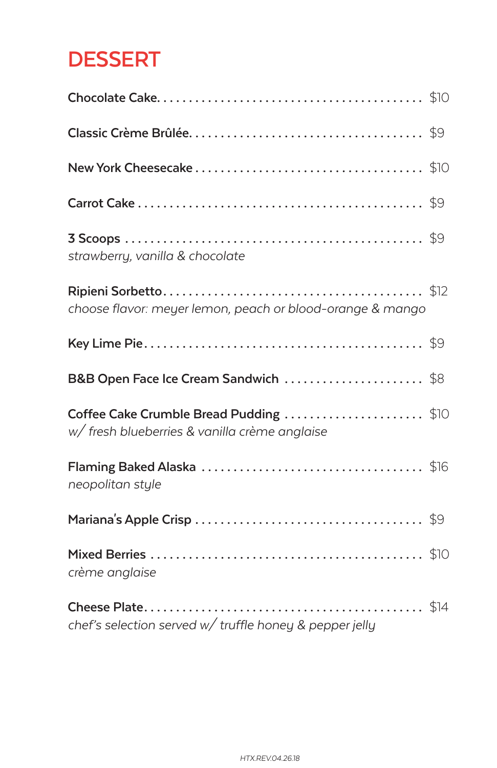# DESSERT

**Chocolate Cake** . . . . . . . . . . $10

**Classic Crème Brûlée** . . . . . . . . . . $9

**New York Cheesecake** . . . . . . . . . . $10

**Carrot Cake** . . . . . . . . . . $9

**3 Scoops** . . . . . . . . . . $9
*strawberry, vanilla & chocolate*

**Ripieni Sorbetto** . . . . . . . . . . $12
*choose flavor: meyer lemon, peach or blood-orange & mango*

**Key Lime Pie** . . . . . . . . . . $9

**B&B Open Face Ice Cream Sandwich** . . . . . . . . . . $8

**Coffee Cake Crumble Bread Pudding** . . . . . . . . . . $10
*w/ fresh blueberries & vanilla crème anglaise*

**Flaming Baked Alaska** . . . . . . . . . . $16
*neopolitan style*

**Mariana's Apple Crisp** . . . . . . . . . . $9

**Mixed Berries** . . . . . . . . . . $10
*crème anglaise*

**Cheese Plate** . . . . . . . . . . $14
*chef's selection served w/ truffle honey & pepper jelly*

HTX.REV.04.26.18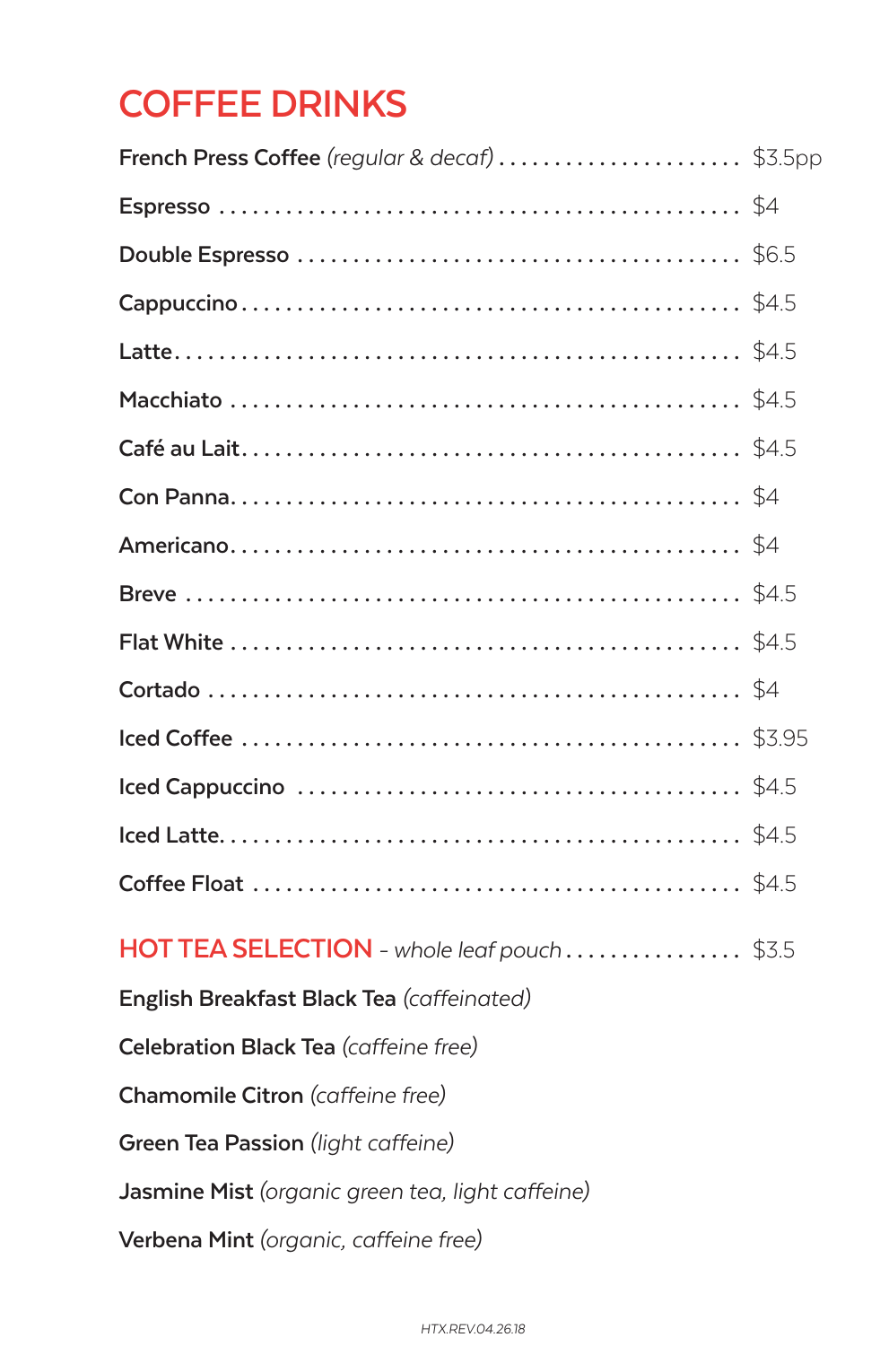# COFFEE DRINKS

| Item | Price |
| --- | --- |
| **French Press Coffee** *(regular & decaf)* | $3.5pp |
| **Espresso** | $4 |
| **Double Espresso** | $6.5 |
| **Cappuccino** | $4.5 |
| **Latte** | $4.5 |
| **Macchiato** | $4.5 |
| **Café au Lait** | $4.5 |
| **Con Panna** | $4 |
| **Americano** | $4 |
| **Breve** | $4.5 |
| **Flat White** | $4.5 |
| **Cortado** | $4 |
| **Iced Coffee** | $3.95 |
| **Iced Cappuccino** | $4.5 |
| **Iced Latte** | $4.5 |
| **Coffee Float** | $4.5 |

## HOT TEA SELECTION - *whole leaf pouch* ................ $3.5

**English Breakfast Black Tea** *(caffeinated)*

**Celebration Black Tea** *(caffeine free)*

**Chamomile Citron** *(caffeine free)*

**Green Tea Passion** *(light caffeine)*

**Jasmine Mist** *(organic green tea, light caffeine)*

**Verbena Mint** *(organic, caffeine free)*

HTX.REV.04.26.18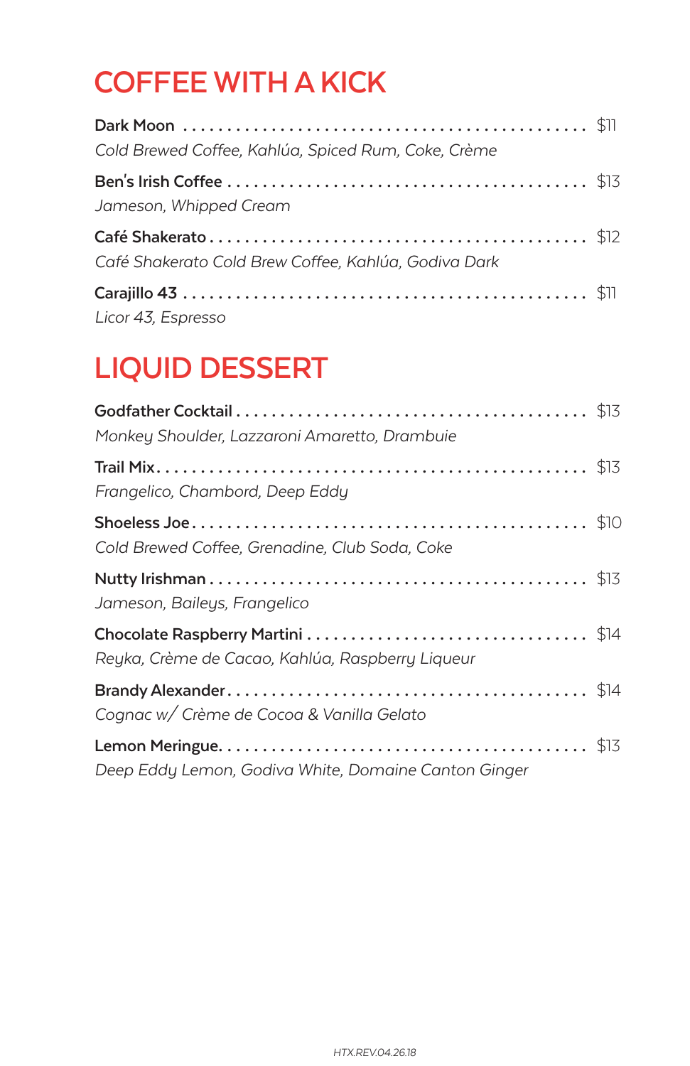# COFFEE WITH A KICK

**Dark Moon** . . . . . . . . . . . . . . . . . . . . . . . . . . . . . . . . . . . . . . . . . . . $11
*Cold Brewed Coffee, Kahlúa, Spiced Rum, Coke, Crème*

**Ben's Irish Coffee** . . . . . . . . . . . . . . . . . . . . . . . . . . . . . . . . . . . . . . $13
*Jameson, Whipped Cream*

**Café Shakerato** . . . . . . . . . . . . . . . . . . . . . . . . . . . . . . . . . . . . . . . . . $12
*Café Shakerato Cold Brew Coffee, Kahlúa, Godiva Dark*

**Carajillo 43** . . . . . . . . . . . . . . . . . . . . . . . . . . . . . . . . . . . . . . . . . . . $11
*Licor 43, Espresso*

# LIQUID DESSERT

**Godfather Cocktail** . . . . . . . . . . . . . . . . . . . . . . . . . . . . . . . . . . . . . $13
*Monkey Shoulder, Lazzaroni Amaretto, Drambuie*

**Trail Mix** . . . . . . . . . . . . . . . . . . . . . . . . . . . . . . . . . . . . . . . . . . . . . $13
*Frangelico, Chambord, Deep Eddy*

**Shoeless Joe** . . . . . . . . . . . . . . . . . . . . . . . . . . . . . . . . . . . . . . . . . . $10
*Cold Brewed Coffee, Grenadine, Club Soda, Coke*

**Nutty Irishman** . . . . . . . . . . . . . . . . . . . . . . . . . . . . . . . . . . . . . . . . $13
*Jameson, Baileys, Frangelico*

**Chocolate Raspberry Martini** . . . . . . . . . . . . . . . . . . . . . . . . . . . . . . $14
*Reyka, Crème de Cacao, Kahlúa, Raspberry Liqueur*

**Brandy Alexander** . . . . . . . . . . . . . . . . . . . . . . . . . . . . . . . . . . . . . . $14
*Cognac w/ Crème de Cocoa & Vanilla Gelato*

**Lemon Meringue** . . . . . . . . . . . . . . . . . . . . . . . . . . . . . . . . . . . . . . . $13
*Deep Eddy Lemon, Godiva White, Domaine Canton Ginger*

HTX.REV.04.26.18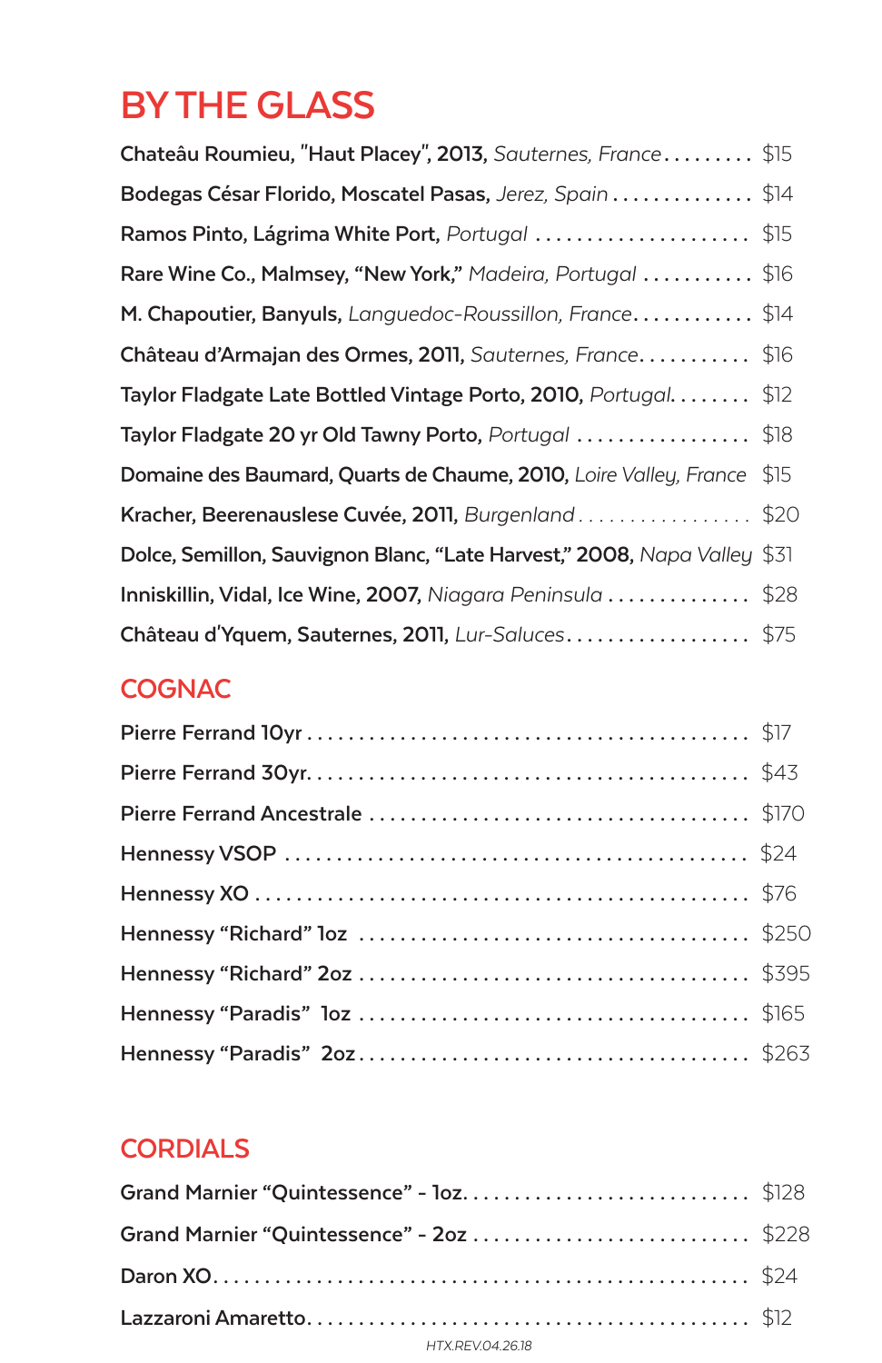# BY THE GLASS

**Chateâu Roumieu, "Haut Placey", 2013,** *Sauternes, France* ......... $15

**Bodegas César Florido, Moscatel Pasas,** *Jerez, Spain* .............. $14

**Ramos Pinto, Lágrima White Port,** *Portugal* ..................... $15

**Rare Wine Co., Malmsey, "New York,"** *Madeira, Portugal* ........... $16

**M. Chapoutier, Banyuls,** *Languedoc-Roussillon, France*............ $14

**Château d'Armajan des Ormes, 2011,** *Sauternes, France*........... $16

**Taylor Fladgate Late Bottled Vintage Porto, 2010,** *Portugal*........ $12

**Taylor Fladgate 20 yr Old Tawny Porto,** *Portugal* ................. $18

**Domaine des Baumard, Quarts de Chaume, 2010,** *Loire Valley, France* $15

**Kracher, Beerenauslese Cuvée, 2011,** *Burgenland* ................. $20

**Dolce, Semillon, Sauvignon Blanc, "Late Harvest," 2008,** *Napa Valley* $31

**Inniskillin, Vidal, Ice Wine, 2007,** *Niagara Peninsula* .............. $28

**Château d'Yquem, Sauternes, 2011,** *Lur-Saluces*.................. $75

## COGNAC

Pierre Ferrand 10yr ........................................... $17

Pierre Ferrand 30yr............................................ $43

Pierre Ferrand Ancestrale .................................... $170

Hennessy VSOP ............................................ $24

Hennessy XO ............................................... $76

Hennessy "Richard" 1oz .................................... $250

Hennessy "Richard" 2oz .................................... $395

Hennessy "Paradis" 1oz .................................... $165

Hennessy "Paradis" 2oz.................................... $263

## CORDIALS

Grand Marnier "Quintessence" - 1oz........................... $128

Grand Marnier "Quintessence" - 2oz .......................... $228

Daron XO.................................................... $24

Lazzaroni Amaretto............................................ $12

HTX.REV.04.26.18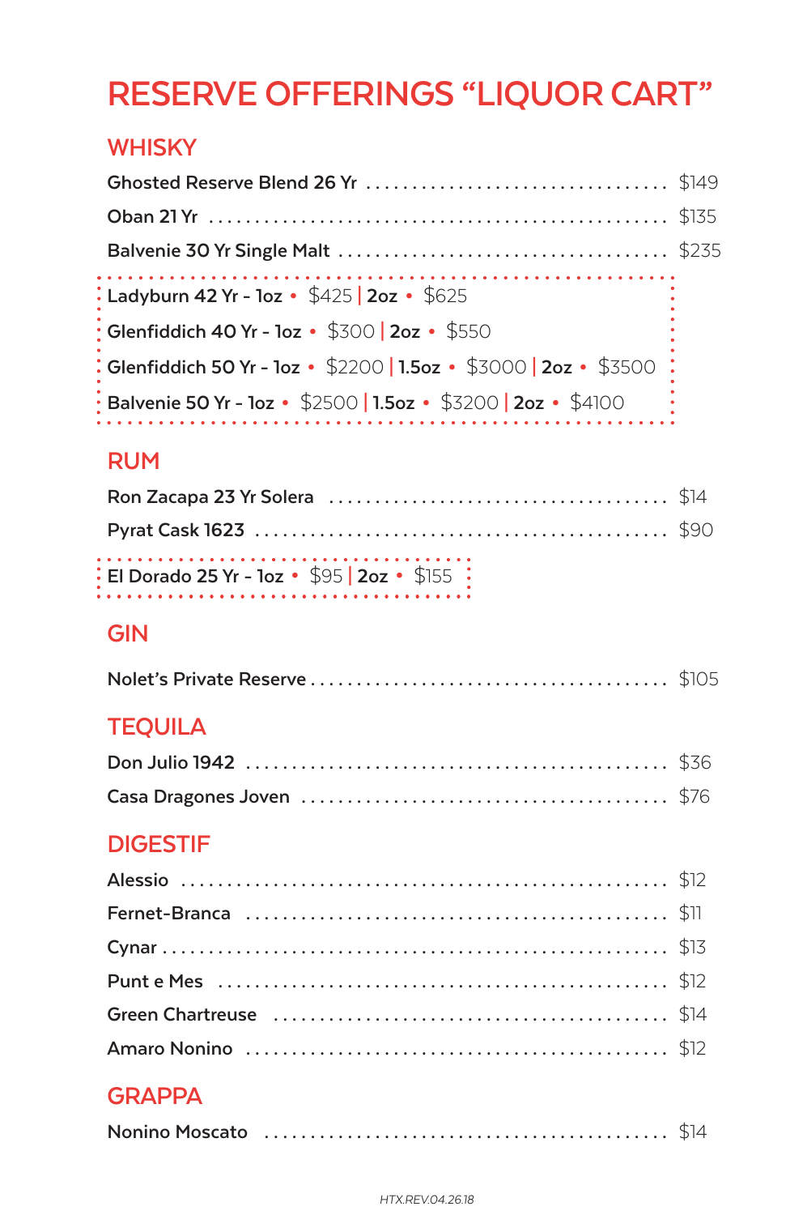# RESERVE OFFERINGS "LIQUOR CART"

## WHISKY

**Ghosted Reserve Blend 26 Yr** ........ $149

**Oban 21 Yr** ........ $135

**Balvenie 30 Yr Single Malt** ........ $235

**Ladyburn 42 Yr - 1oz** • $425 | **2oz** • $625

**Glenfiddich 40 Yr - 1oz** • $300 | **2oz** • $550

**Glenfiddich 50 Yr - 1oz** • $2200 | **1.5oz** • $3000 | **2oz** • $3500

**Balvenie 50 Yr - 1oz** • $2500 | **1.5oz** • $3200 | **2oz** • $4100

## RUM

**Ron Zacapa 23 Yr Solera** ........ $14

**Pyrat Cask 1623** ........ $90

**El Dorado 25 Yr - 1oz** • $95 | **2oz** • $155

## GIN

**Nolet's Private Reserve** ........ $105

## TEQUILA

**Don Julio 1942** ........ $36

**Casa Dragones Joven** ........ $76

## DIGESTIF

**Alessio** ........ $12

**Fernet-Branca** ........ $11

**Cynar** ........ $13

**Punt e Mes** ........ $12

**Green Chartreuse** ........ $14

**Amaro Nonino** ........ $12

## GRAPPA

**Nonino Moscato** ........ $14

HTX.REV.04.26.18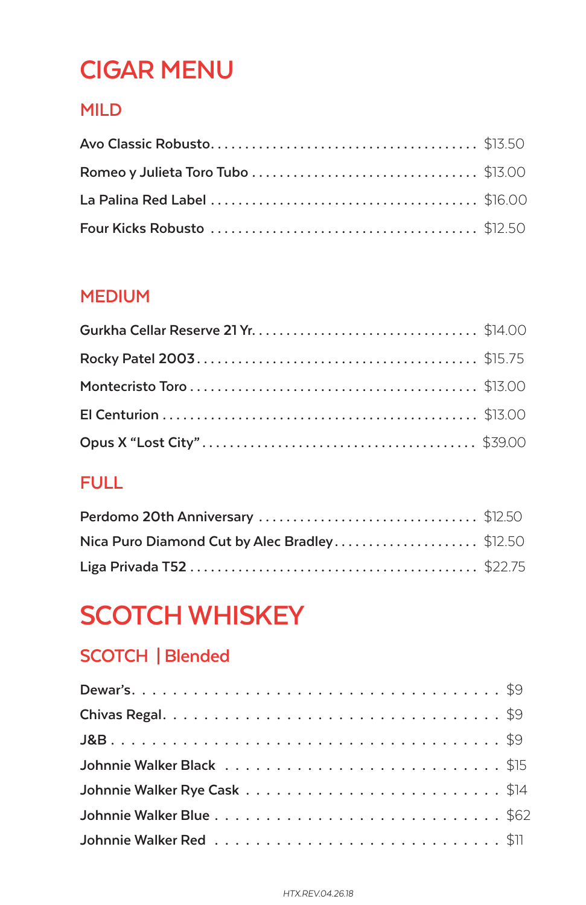# CIGAR MENU

## MILD

| Item | Price |
|---|---|
| Avo Classic Robusto | $13.50 |
| Romeo y Julieta Toro Tubo | $13.00 |
| La Palina Red Label | $16.00 |
| Four Kicks Robusto | $12.50 |

## MEDIUM

| Item | Price |
|---|---|
| Gurkha Cellar Reserve 21 Yr. | $14.00 |
| Rocky Patel 2003 | $15.75 |
| Montecristo Toro | $13.00 |
| El Centurion | $13.00 |
| Opus X “Lost City” | $39.00 |

## FULL

| Item | Price |
|---|---|
| Perdomo 20th Anniversary | $12.50 |
| Nica Puro Diamond Cut by Alec Bradley | $12.50 |
| Liga Privada T52 | $22.75 |

# SCOTCH WHISKEY

## SCOTCH | Blended

| Item | Price |
|---|---|
| Dewar’s | $9 |
| Chivas Regal | $9 |
| J&B | $9 |
| Johnnie Walker Black | $15 |
| Johnnie Walker Rye Cask | $14 |
| Johnnie Walker Blue | $62 |
| Johnnie Walker Red | $11 |

*HTX.REV.04.26.18*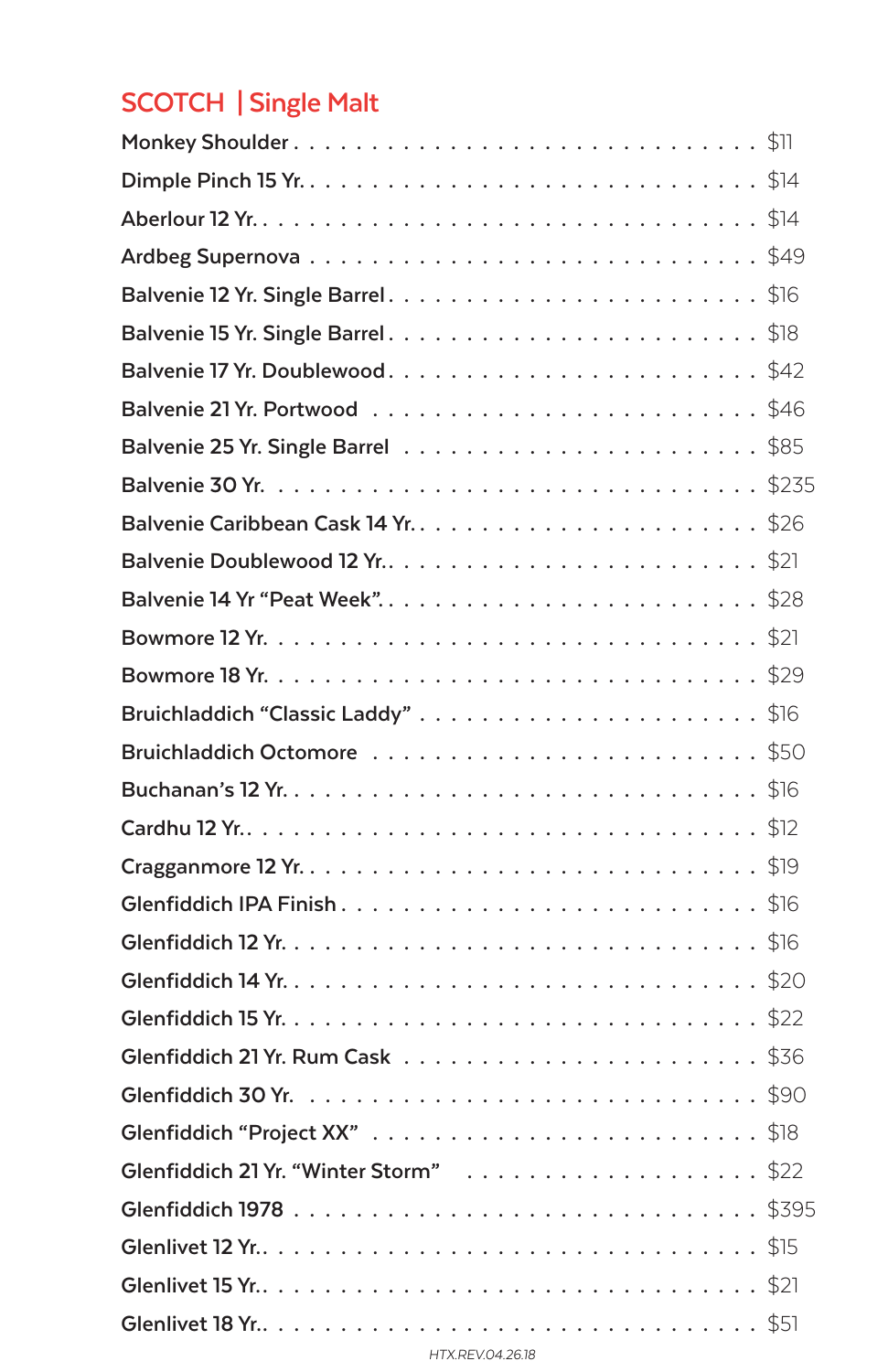## SCOTCH | Single Malt

| Item | Price |
|---|---|
| Monkey Shoulder | $11 |
| Dimple Pinch 15 Yr. | $14 |
| Aberlour 12 Yr. | $14 |
| Ardbeg Supernova | $49 |
| Balvenie 12 Yr. Single Barrel | $16 |
| Balvenie 15 Yr. Single Barrel | $18 |
| Balvenie 17 Yr. Doublewood | $42 |
| Balvenie 21 Yr. Portwood | $46 |
| Balvenie 25 Yr. Single Barrel | $85 |
| Balvenie 30 Yr. | $235 |
| Balvenie Caribbean Cask 14 Yr. | $26 |
| Balvenie Doublewood 12 Yr. | $21 |
| Balvenie 14 Yr "Peat Week" | $28 |
| Bowmore 12 Yr. | $21 |
| Bowmore 18 Yr. | $29 |
| Bruichladdich "Classic Laddy" | $16 |
| Bruichladdich Octomore | $50 |
| Buchanan's 12 Yr. | $16 |
| Cardhu 12 Yr. | $12 |
| Cragganmore 12 Yr. | $19 |
| Glenfiddich IPA Finish | $16 |
| Glenfiddich 12 Yr. | $16 |
| Glenfiddich 14 Yr. | $20 |
| Glenfiddich 15 Yr. | $22 |
| Glenfiddich 21 Yr. Rum Cask | $36 |
| Glenfiddich 30 Yr. | $90 |
| Glenfiddich "Project XX" | $18 |
| Glenfiddich 21 Yr. "Winter Storm" | $22 |
| Glenfiddich 1978 | $395 |
| Glenlivet 12 Yr. | $15 |
| Glenlivet 15 Yr. | $21 |
| Glenlivet 18 Yr. | $51 |

HTX.REV.04.26.18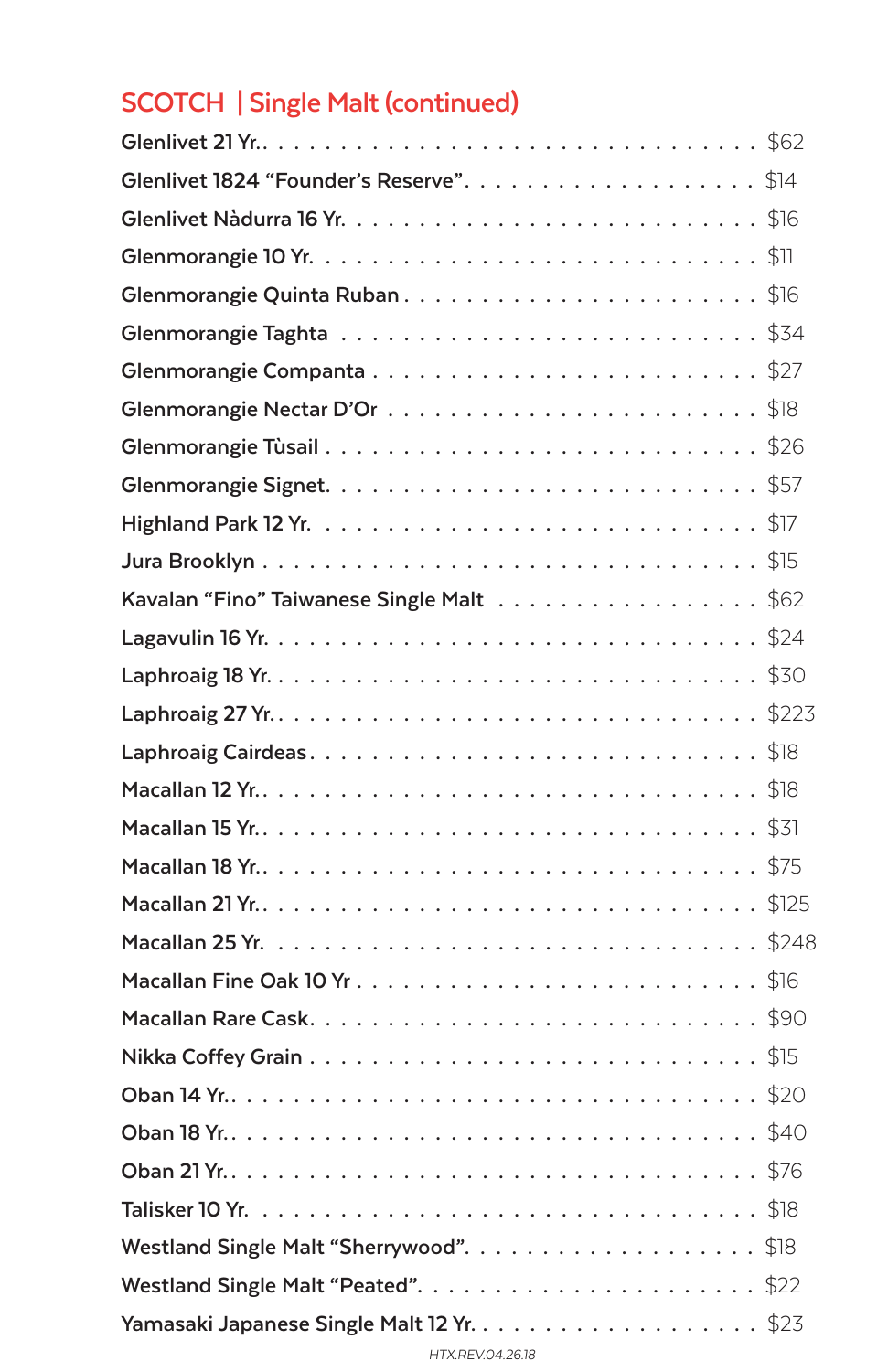## SCOTCH | Single Malt (continued)

| Item | Price |
|---|---|
| Glenlivet 21 Yr. | $62 |
| Glenlivet 1824 "Founder's Reserve" | $14 |
| Glenlivet Nàdurra 16 Yr. | $16 |
| Glenmorangie 10 Yr. | $11 |
| Glenmorangie Quinta Ruban | $16 |
| Glenmorangie Taghta | $34 |
| Glenmorangie Companta | $27 |
| Glenmorangie Nectar D'Or | $18 |
| Glenmorangie Tùsail | $26 |
| Glenmorangie Signet | $57 |
| Highland Park 12 Yr. | $17 |
| Jura Brooklyn | $15 |
| Kavalan "Fino" Taiwanese Single Malt | $62 |
| Lagavulin 16 Yr. | $24 |
| Laphroaig 18 Yr. | $30 |
| Laphroaig 27 Yr. | $223 |
| Laphroaig Cairdeas | $18 |
| Macallan 12 Yr. | $18 |
| Macallan 15 Yr. | $31 |
| Macallan 18 Yr. | $75 |
| Macallan 21 Yr. | $125 |
| Macallan 25 Yr. | $248 |
| Macallan Fine Oak 10 Yr | $16 |
| Macallan Rare Cask | $90 |
| Nikka Coffey Grain | $15 |
| Oban 14 Yr. | $20 |
| Oban 18 Yr. | $40 |
| Oban 21 Yr. | $76 |
| Talisker 10 Yr. | $18 |
| Westland Single Malt "Sherrywood" | $18 |
| Westland Single Malt "Peated" | $22 |
| Yamasaki Japanese Single Malt 12 Yr. | $23 |

HTX.REV.04.26.18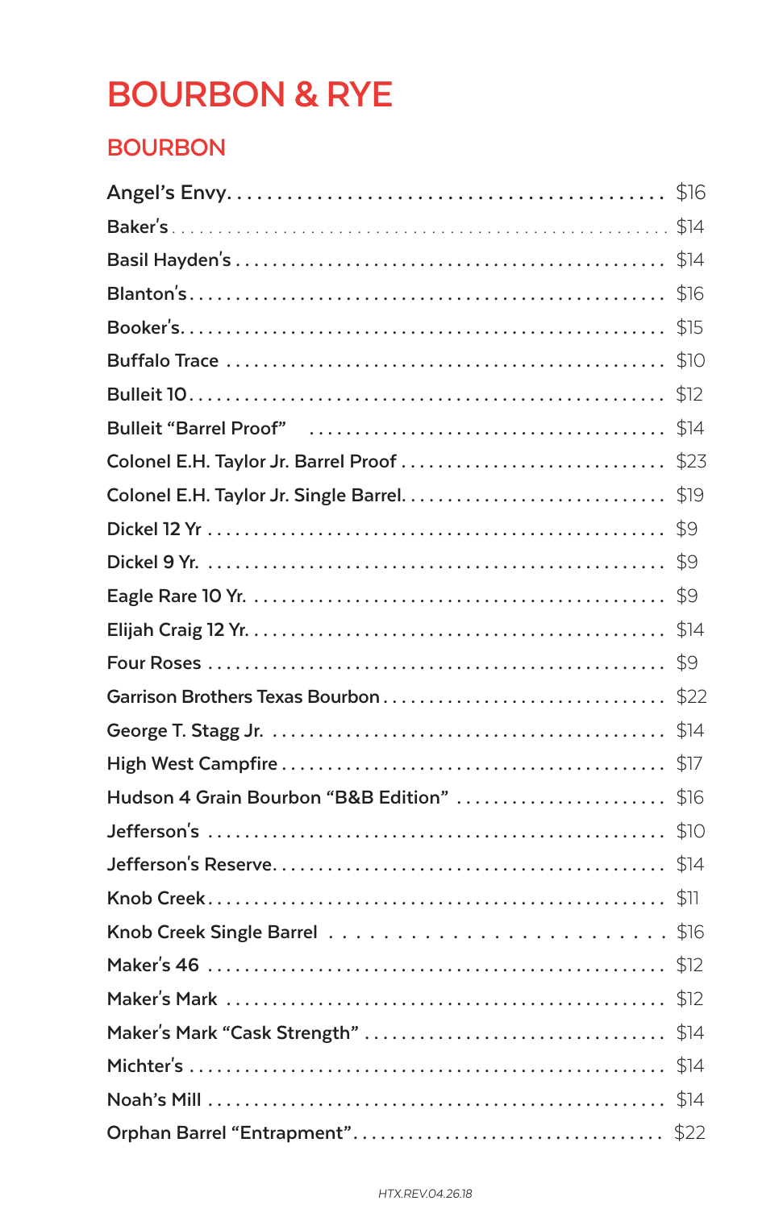# BOURBON & RYE

## BOURBON

| Item | Price |
| --- | --- |
| Angel's Envy | $16 |
| Baker's | $14 |
| Basil Hayden's | $14 |
| Blanton's | $16 |
| Booker's | $15 |
| Buffalo Trace | $10 |
| Bulleit 10 | $12 |
| Bulleit "Barrel Proof" | $14 |
| Colonel E.H. Taylor Jr. Barrel Proof | $23 |
| Colonel E.H. Taylor Jr. Single Barrel | $19 |
| Dickel 12 Yr | $9 |
| Dickel 9 Yr. | $9 |
| Eagle Rare 10 Yr. | $9 |
| Elijah Craig 12 Yr. | $14 |
| Four Roses | $9 |
| Garrison Brothers Texas Bourbon | $22 |
| George T. Stagg Jr. | $14 |
| High West Campfire | $17 |
| Hudson 4 Grain Bourbon "B&B Edition" | $16 |
| Jefferson's | $10 |
| Jefferson's Reserve | $14 |
| Knob Creek | $11 |
| Knob Creek Single Barrel | $16 |
| Maker's 46 | $12 |
| Maker's Mark | $12 |
| Maker's Mark "Cask Strength" | $14 |
| Michter's | $14 |
| Noah's Mill | $14 |
| Orphan Barrel "Entrapment" | $22 |

HTX.REV.04.26.18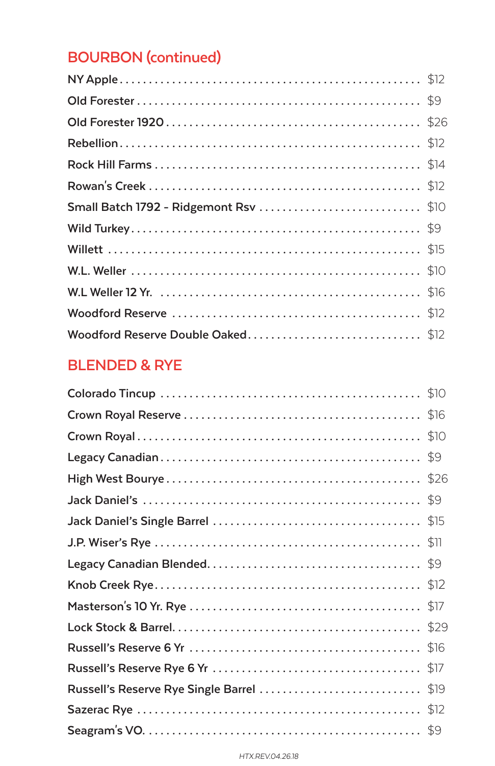## BOURBON (continued)

| Item | Price |
|---|---|
| NY Apple | $12 |
| Old Forester | $9 |
| Old Forester 1920 | $26 |
| Rebellion | $12 |
| Rock Hill Farms | $14 |
| Rowan's Creek | $12 |
| Small Batch 1792 - Ridgemont Rsv | $10 |
| Wild Turkey | $9 |
| Willett | $15 |
| W.L. Weller | $10 |
| W.L Weller 12 Yr. | $16 |
| Woodford Reserve | $12 |
| Woodford Reserve Double Oaked | $12 |

## BLENDED & RYE

| Item | Price |
|---|---|
| Colorado Tincup | $10 |
| Crown Royal Reserve | $16 |
| Crown Royal | $10 |
| Legacy Canadian | $9 |
| High West Bourye | $26 |
| Jack Daniel's | $9 |
| Jack Daniel's Single Barrel | $15 |
| J.P. Wiser's Rye | $11 |
| Legacy Canadian Blended. | $9 |
| Knob Creek Rye | $12 |
| Masterson's 10 Yr. Rye | $17 |
| Lock Stock & Barrel. | $29 |
| Russell's Reserve 6 Yr | $16 |
| Russell's Reserve Rye 6 Yr | $17 |
| Russell's Reserve Rye Single Barrel | $19 |
| Sazerac Rye | $12 |
| Seagram's VO. | $9 |

HTX.REV.04.26.18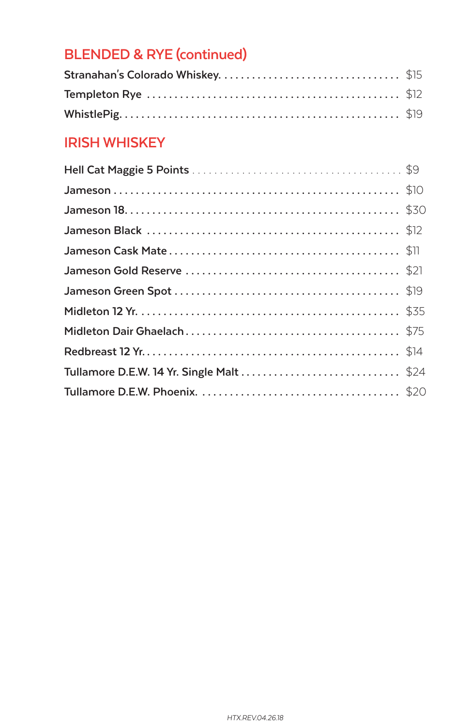## BLENDED & RYE (continued)

| | |
|---|---|
| Stranahan's Colorado Whiskey | $15 |
| Templeton Rye | $12 |
| WhistlePig | $19 |

## IRISH WHISKEY

| | |
|---|---|
| Hell Cat Maggie 5 Points | $9 |
| Jameson | $10 |
| Jameson 18 | $30 |
| Jameson Black | $12 |
| Jameson Cask Mate | $11 |
| Jameson Gold Reserve | $21 |
| Jameson Green Spot | $19 |
| Midleton 12 Yr. | $35 |
| Midleton Dair Ghaelach | $75 |
| Redbreast 12 Yr. | $14 |
| Tullamore D.E.W. 14 Yr. Single Malt | $24 |
| Tullamore D.E.W. Phoenix | $20 |

*HTX.REV.04.26.18*